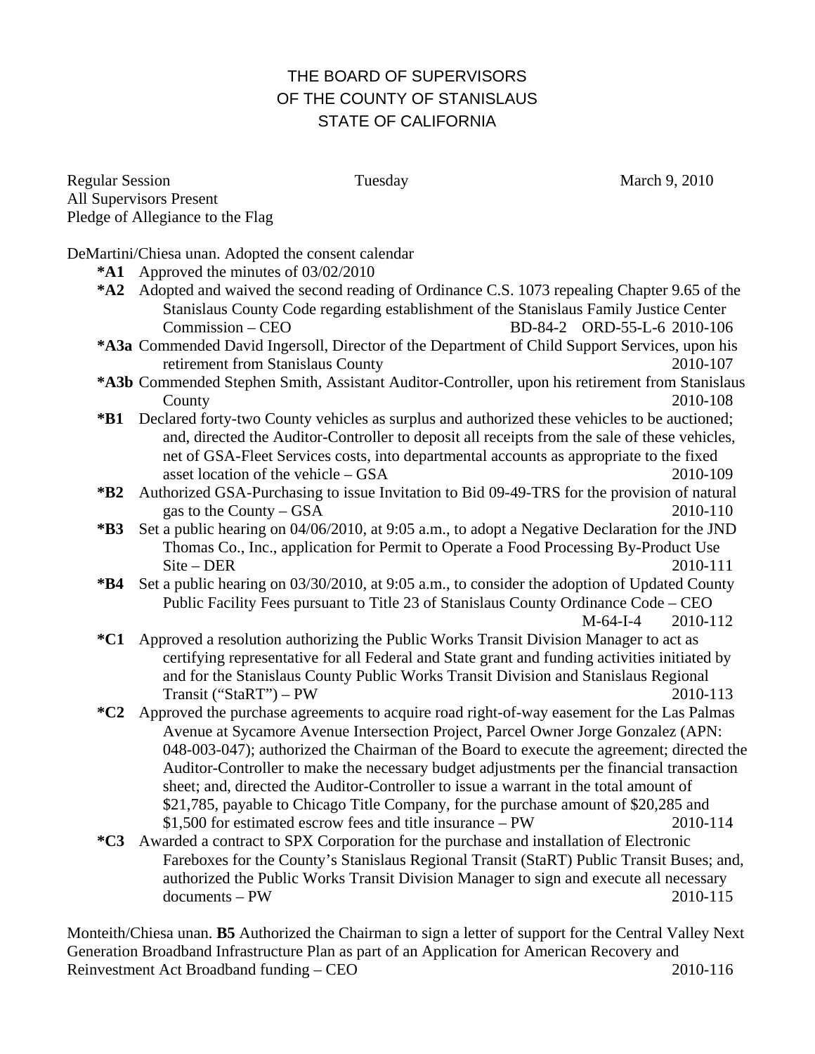# THE BOARD OF SUPERVISORS
# OF THE COUNTY OF STANISLAUS
# STATE OF CALIFORNIA

Regular Session  Tuesday  March 9, 2010

All Supervisors Present

Pledge of Allegiance to the Flag

DeMartini/Chiesa unan. Adopted the consent calendar

- **\*A1** Approved the minutes of 03/02/2010
- **\*A2** Adopted and waived the second reading of Ordinance C.S. 1073 repealing Chapter 9.65 of the Stanislaus County Code regarding establishment of the Stanislaus Family Justice Center Commission – CEO  BD-84-2  ORD-55-L-6  2010-106
- **\*A3a** Commended David Ingersoll, Director of the Department of Child Support Services, upon his retirement from Stanislaus County  2010-107
- **\*A3b** Commended Stephen Smith, Assistant Auditor-Controller, upon his retirement from Stanislaus County  2010-108
- **\*B1** Declared forty-two County vehicles as surplus and authorized these vehicles to be auctioned; and, directed the Auditor-Controller to deposit all receipts from the sale of these vehicles, net of GSA-Fleet Services costs, into departmental accounts as appropriate to the fixed asset location of the vehicle – GSA  2010-109
- **\*B2** Authorized GSA-Purchasing to issue Invitation to Bid 09-49-TRS for the provision of natural gas to the County – GSA  2010-110
- **\*B3** Set a public hearing on 04/06/2010, at 9:05 a.m., to adopt a Negative Declaration for the JND Thomas Co., Inc., application for Permit to Operate a Food Processing By-Product Use Site – DER  2010-111
- **\*B4** Set a public hearing on 03/30/2010, at 9:05 a.m., to consider the adoption of Updated County Public Facility Fees pursuant to Title 23 of Stanislaus County Ordinance Code – CEO  M-64-I-4  2010-112
- **\*C1** Approved a resolution authorizing the Public Works Transit Division Manager to act as certifying representative for all Federal and State grant and funding activities initiated by and for the Stanislaus County Public Works Transit Division and Stanislaus Regional Transit ("StaRT") – PW  2010-113
- **\*C2** Approved the purchase agreements to acquire road right-of-way easement for the Las Palmas Avenue at Sycamore Avenue Intersection Project, Parcel Owner Jorge Gonzalez (APN: 048-003-047); authorized the Chairman of the Board to execute the agreement; directed the Auditor-Controller to make the necessary budget adjustments per the financial transaction sheet; and, directed the Auditor-Controller to issue a warrant in the total amount of $21,785, payable to Chicago Title Company, for the purchase amount of $20,285 and $1,500 for estimated escrow fees and title insurance – PW  2010-114
- **\*C3** Awarded a contract to SPX Corporation for the purchase and installation of Electronic Fareboxes for the County's Stanislaus Regional Transit (StaRT) Public Transit Buses; and, authorized the Public Works Transit Division Manager to sign and execute all necessary documents – PW  2010-115

Monteith/Chiesa unan. **B5** Authorized the Chairman to sign a letter of support for the Central Valley Next Generation Broadband Infrastructure Plan as part of an Application for American Recovery and Reinvestment Act Broadband funding – CEO  2010-116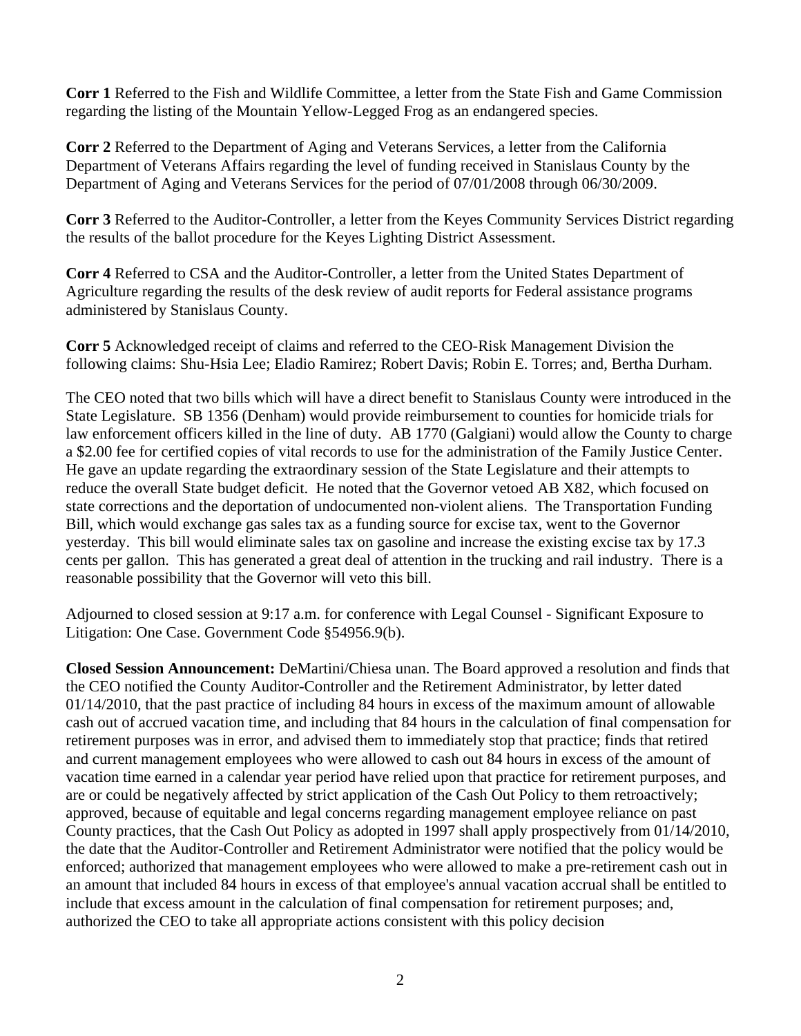**Corr 1** Referred to the Fish and Wildlife Committee, a letter from the State Fish and Game Commission regarding the listing of the Mountain Yellow-Legged Frog as an endangered species.

**Corr 2** Referred to the Department of Aging and Veterans Services, a letter from the California Department of Veterans Affairs regarding the level of funding received in Stanislaus County by the Department of Aging and Veterans Services for the period of 07/01/2008 through 06/30/2009.

**Corr 3** Referred to the Auditor-Controller, a letter from the Keyes Community Services District regarding the results of the ballot procedure for the Keyes Lighting District Assessment.

**Corr 4** Referred to CSA and the Auditor-Controller, a letter from the United States Department of Agriculture regarding the results of the desk review of audit reports for Federal assistance programs administered by Stanislaus County.

**Corr 5** Acknowledged receipt of claims and referred to the CEO-Risk Management Division the following claims: Shu-Hsia Lee; Eladio Ramirez; Robert Davis; Robin E. Torres; and, Bertha Durham.

The CEO noted that two bills which will have a direct benefit to Stanislaus County were introduced in the State Legislature. SB 1356 (Denham) would provide reimbursement to counties for homicide trials for law enforcement officers killed in the line of duty. AB 1770 (Galgiani) would allow the County to charge a $2.00 fee for certified copies of vital records to use for the administration of the Family Justice Center. He gave an update regarding the extraordinary session of the State Legislature and their attempts to reduce the overall State budget deficit. He noted that the Governor vetoed AB X82, which focused on state corrections and the deportation of undocumented non-violent aliens. The Transportation Funding Bill, which would exchange gas sales tax as a funding source for excise tax, went to the Governor yesterday. This bill would eliminate sales tax on gasoline and increase the existing excise tax by 17.3 cents per gallon. This has generated a great deal of attention in the trucking and rail industry. There is a reasonable possibility that the Governor will veto this bill.

Adjourned to closed session at 9:17 a.m. for conference with Legal Counsel - Significant Exposure to Litigation: One Case. Government Code §54956.9(b).

**Closed Session Announcement:** DeMartini/Chiesa unan. The Board approved a resolution and finds that the CEO notified the County Auditor-Controller and the Retirement Administrator, by letter dated 01/14/2010, that the past practice of including 84 hours in excess of the maximum amount of allowable cash out of accrued vacation time, and including that 84 hours in the calculation of final compensation for retirement purposes was in error, and advised them to immediately stop that practice; finds that retired and current management employees who were allowed to cash out 84 hours in excess of the amount of vacation time earned in a calendar year period have relied upon that practice for retirement purposes, and are or could be negatively affected by strict application of the Cash Out Policy to them retroactively; approved, because of equitable and legal concerns regarding management employee reliance on past County practices, that the Cash Out Policy as adopted in 1997 shall apply prospectively from 01/14/2010, the date that the Auditor-Controller and Retirement Administrator were notified that the policy would be enforced; authorized that management employees who were allowed to make a pre-retirement cash out in an amount that included 84 hours in excess of that employee's annual vacation accrual shall be entitled to include that excess amount in the calculation of final compensation for retirement purposes; and, authorized the CEO to take all appropriate actions consistent with this policy decision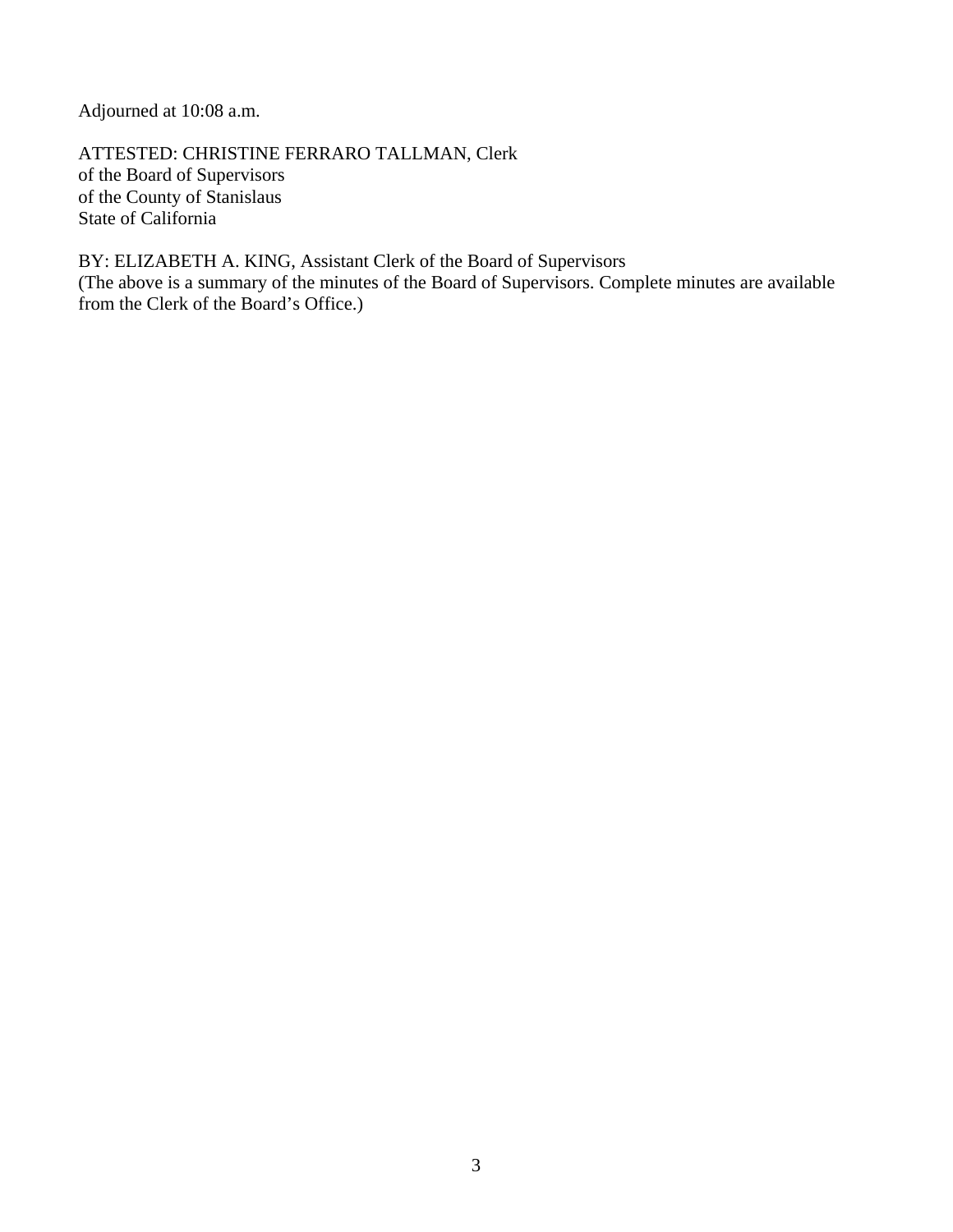Adjourned at 10:08 a.m.

ATTESTED: CHRISTINE FERRARO TALLMAN, Clerk
of the Board of Supervisors
of the County of Stanislaus
State of California

BY: ELIZABETH A. KING, Assistant Clerk of the Board of Supervisors
(The above is a summary of the minutes of the Board of Supervisors. Complete minutes are available from the Clerk of the Board's Office.)